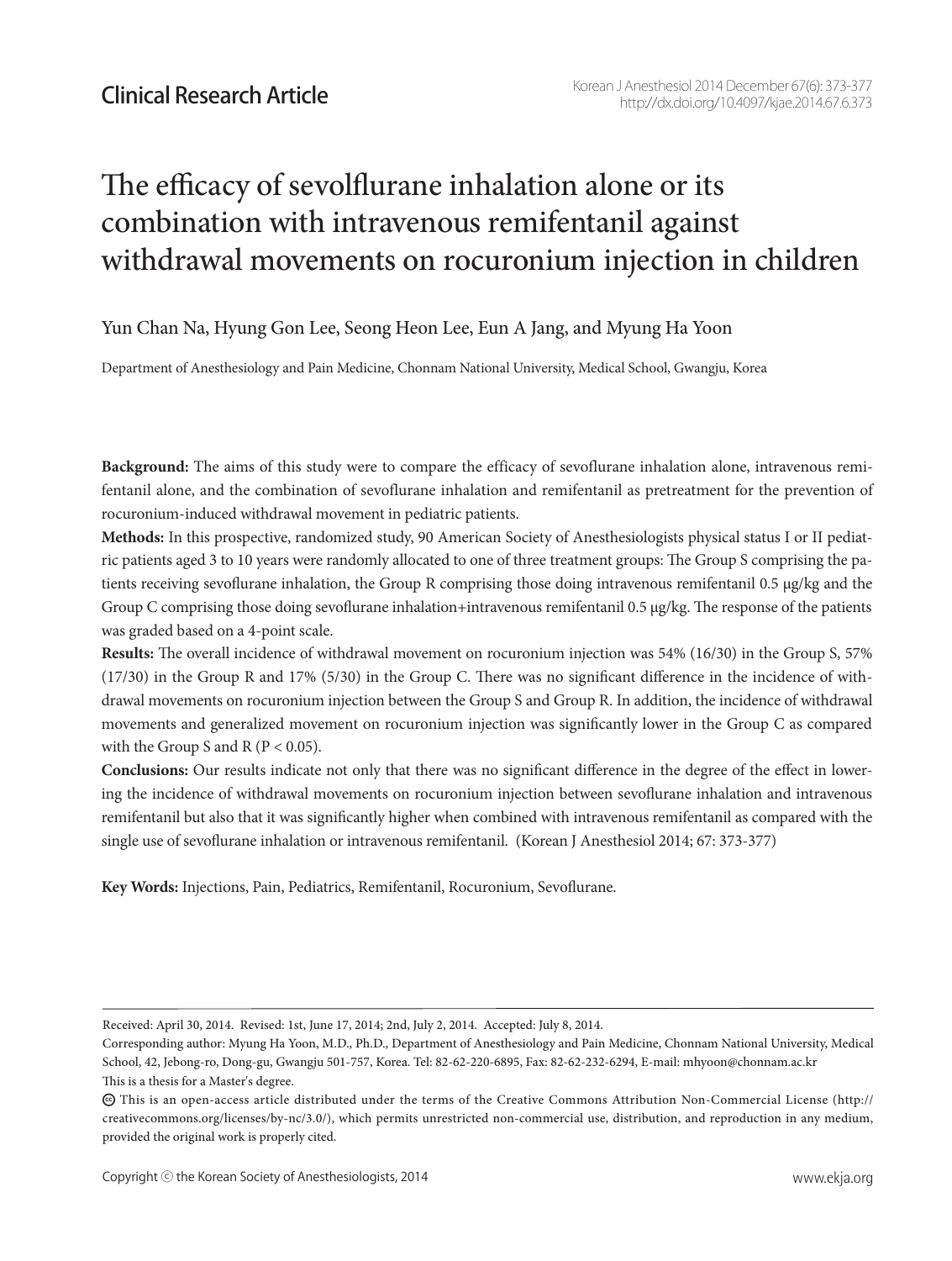Clinical Research Article

# The efficacy of sevoflurane inhalation alone or its combination with intravenous remifentanil against withdrawal movements on rocuronium injection in children

Yun Chan Na, Hyung Gon Lee, Seong Heon Lee, Eun A Jang, and Myung Ha Yoon

Department of Anesthesiology and Pain Medicine, Chonnam National University, Medical School, Gwangju, Korea

**Background:** The aims of this study were to compare the efficacy of sevoflurane inhalation alone, intravenous remifentanil alone, and the combination of sevoflurane inhalation and remifentanil as pretreatment for the prevention of rocuronium-induced withdrawal movement in pediatric patients.

**Methods:** In this prospective, randomized study, 90 American Society of Anesthesiologists physical status I or II pediatric patients aged 3 to 10 years were randomly allocated to one of three treatment groups: The Group S comprising the patients receiving sevoflurane inhalation, the Group R comprising those doing intravenous remifentanil 0.5 μg/kg and the Group C comprising those doing sevoflurane inhalation+intravenous remifentanil 0.5 μg/kg. The response of the patients was graded based on a 4-point scale.

**Results:** The overall incidence of withdrawal movement on rocuronium injection was 54% (16/30) in the Group S, 57% (17/30) in the Group R and 17% (5/30) in the Group C. There was no significant difference in the incidence of withdrawal movements on rocuronium injection between the Group S and Group R. In addition, the incidence of withdrawal movements and generalized movement on rocuronium injection was significantly lower in the Group C as compared with the Group S and R ($P < 0.05$).

**Conclusions:** Our results indicate not only that there was no significant difference in the degree of the effect in lowering the incidence of withdrawal movements on rocuronium injection between sevoflurane inhalation and intravenous remifentanil but also that it was significantly higher when combined with intravenous remifentanil as compared with the single use of sevoflurane inhalation or intravenous remifentanil. (Korean J Anesthesiol 2014; 67: 373-377)

**Key Words:** Injections, Pain, Pediatrics, Remifentanil, Rocuronium, Sevoflurane.

---

Received: April 30, 2014. Revised: 1st, June 17, 2014; 2nd, July 2, 2014. Accepted: July 8, 2014.

Corresponding author: Myung Ha Yoon, M.D., Ph.D., Department of Anesthesiology and Pain Medicine, Chonnam National University, Medical School, 42, Jebong-ro, Dong-gu, Gwangju 501-757, Korea. Tel: 82-62-220-6895, Fax: 82-62-232-6294, E-mail: mhyoon@chonnam.ac.kr

This is a thesis for a Master's degree.

ⓒ This is an open-access article distributed under the terms of the Creative Commons Attribution Non-Commercial License (http://creativecommons.org/licenses/by-nc/3.0/), which permits unrestricted non-commercial use, distribution, and reproduction in any medium, provided the original work is properly cited.

Copyright ⓒ the Korean Society of Anesthesiologists, 2014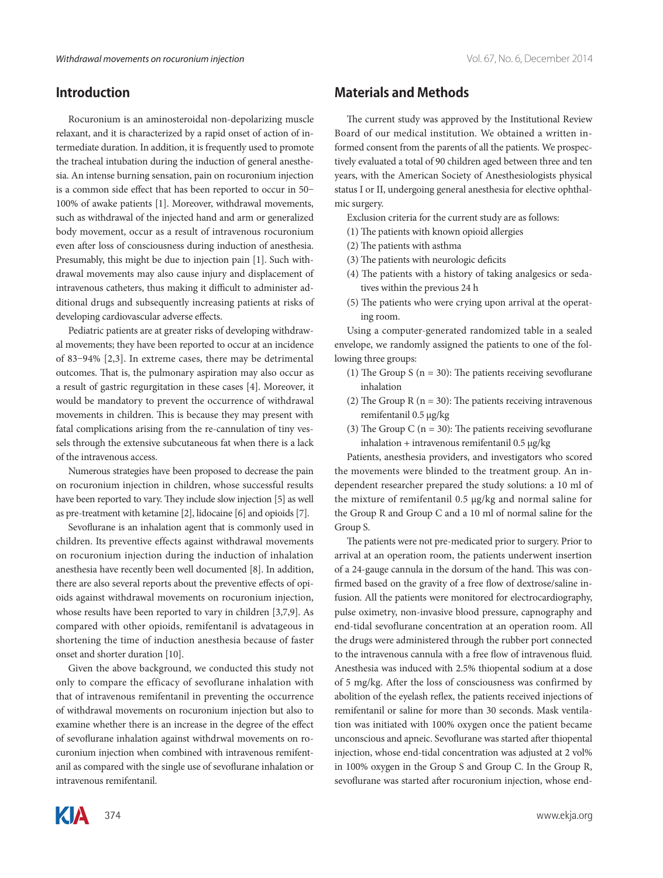## Introduction

Rocuronium is an aminosteroidal non-depolarizing muscle relaxant, and it is characterized by a rapid onset of action of intermediate duration. In addition, it is frequently used to promote the tracheal intubation during the induction of general anesthesia. An intense burning sensation, pain on rocuronium injection is a common side effect that has been reported to occur in 50−100% of awake patients [1]. Moreover, withdrawal movements, such as withdrawal of the injected hand and arm or generalized body movement, occur as a result of intravenous rocuronium even after loss of consciousness during induction of anesthesia. Presumably, this might be due to injection pain [1]. Such withdrawal movements may also cause injury and displacement of intravenous catheters, thus making it difficult to administer additional drugs and subsequently increasing patients at risks of developing cardiovascular adverse effects.

Pediatric patients are at greater risks of developing withdrawal movements; they have been reported to occur at an incidence of 83−94% [2,3]. In extreme cases, there may be detrimental outcomes. That is, the pulmonary aspiration may also occur as a result of gastric regurgitation in these cases [4]. Moreover, it would be mandatory to prevent the occurrence of withdrawal movements in children. This is because they may present with fatal complications arising from the re-cannulation of tiny vessels through the extensive subcutaneous fat when there is a lack of the intravenous access.

Numerous strategies have been proposed to decrease the pain on rocuronium injection in children, whose successful results have been reported to vary. They include slow injection [5] as well as pre-treatment with ketamine [2], lidocaine [6] and opioids [7].

Sevoflurane is an inhalation agent that is commonly used in children. Its preventive effects against withdrawal movements on rocuronium injection during the induction of inhalation anesthesia have recently been well documented [8]. In addition, there are also several reports about the preventive effects of opioids against withdrawal movements on rocuronium injection, whose results have been reported to vary in children [3,7,9]. As compared with other opioids, remifentanil is advatageous in shortening the time of induction anesthesia because of faster onset and shorter duration [10].

Given the above background, we conducted this study not only to compare the efficacy of sevoflurane inhalation with that of intravenous remifentanil in preventing the occurrence of withdrawal movements on rocuronium injection but also to examine whether there is an increase in the degree of the effect of sevoflurane inhalation against withdrwal movements on rocuronium injection when combined with intravenous remifentanil as compared with the single use of sevoflurane inhalation or intravenous remifentanil.

## Materials and Methods

The current study was approved by the Institutional Review Board of our medical institution. We obtained a written informed consent from the parents of all the patients. We prospectively evaluated a total of 90 children aged between three and ten years, with the American Society of Anesthesiologists physical status I or II, undergoing general anesthesia for elective ophthalmic surgery.

Exclusion criteria for the current study are as follows:

(1) The patients with known opioid allergies
(2) The patients with asthma
(3) The patients with neurologic deficits
(4) The patients with a history of taking analgesics or sedatives within the previous 24 h
(5) The patients who were crying upon arrival at the operating room.

Using a computer-generated randomized table in a sealed envelope, we randomly assigned the patients to one of the following three groups:

(1) The Group S (n = 30): The patients receiving sevoflurane inhalation
(2) The Group R (n = 30): The patients receiving intravenous remifentanil 0.5 μg/kg
(3) The Group C (n = 30): The patients receiving sevoflurane inhalation + intravenous remifentanil 0.5 μg/kg

Patients, anesthesia providers, and investigators who scored the movements were blinded to the treatment group. An independent researcher prepared the study solutions: a 10 ml of the mixture of remifentanil 0.5 μg/kg and normal saline for the Group R and Group C and a 10 ml of normal saline for the Group S.

The patients were not pre-medicated prior to surgery. Prior to arrival at an operation room, the patients underwent insertion of a 24-gauge cannula in the dorsum of the hand. This was confirmed based on the gravity of a free flow of dextrose/saline infusion. All the patients were monitored for electrocardiography, pulse oximetry, non-invasive blood pressure, capnography and end-tidal sevoflurane concentration at an operation room. All the drugs were administered through the rubber port connected to the intravenous cannula with a free flow of intravenous fluid. Anesthesia was induced with 2.5% thiopental sodium at a dose of 5 mg/kg. After the loss of consciousness was confirmed by abolition of the eyelash reflex, the patients received injections of remifentanil or saline for more than 30 seconds. Mask ventilation was initiated with 100% oxygen once the patient became unconscious and apneic. Sevoflurane was started after thiopental injection, whose end-tidal concentration was adjusted at 2 vol% in 100% oxygen in the Group S and Group C. In the Group R, sevoflurane was started after rocuronium injection, whose end-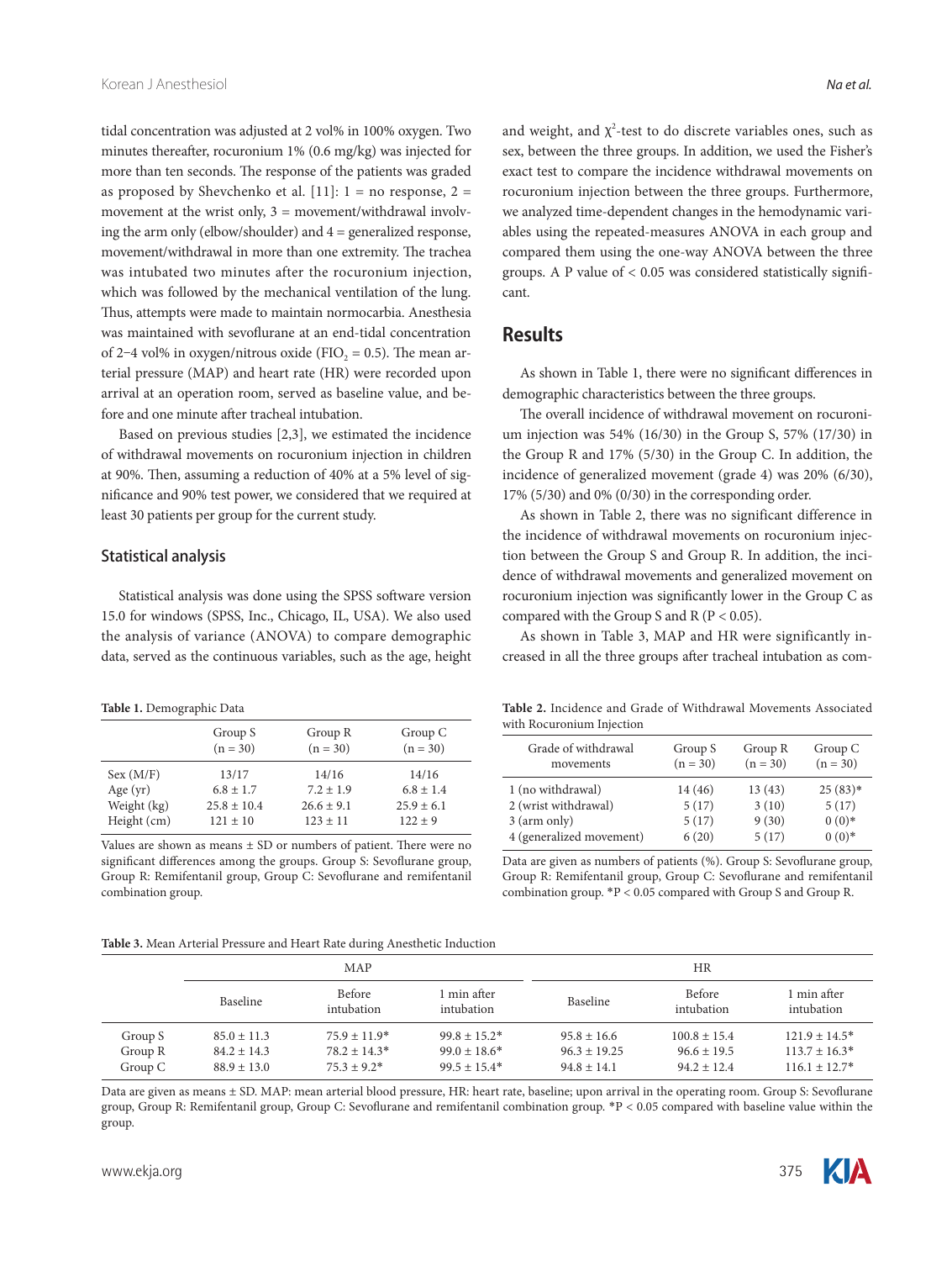tidal concentration was adjusted at 2 vol% in 100% oxygen. Two minutes thereafter, rocuronium 1% (0.6 mg/kg) was injected for more than ten seconds. The response of the patients was graded as proposed by Shevchenko et al. [11]: 1 = no response, 2 = movement at the wrist only, 3 = movement/withdrawal involving the arm only (elbow/shoulder) and 4 = generalized response, movement/withdrawal in more than one extremity. The trachea was intubated two minutes after the rocuronium injection, which was followed by the mechanical ventilation of the lung. Thus, attempts were made to maintain normocarbia. Anesthesia was maintained with sevoflurane at an end-tidal concentration of 2–4 vol% in oxygen/nitrous oxide ($FIO_2$ = 0.5). The mean arterial pressure (MAP) and heart rate (HR) were recorded upon arrival at an operation room, served as baseline value, and before and one minute after tracheal intubation.

Based on previous studies [2,3], we estimated the incidence of withdrawal movements on rocuronium injection in children at 90%. Then, assuming a reduction of 40% at a 5% level of significance and 90% test power, we considered that we required at least 30 patients per group for the current study.

### Statistical analysis

Statistical analysis was done using the SPSS software version 15.0 for windows (SPSS, Inc., Chicago, IL, USA). We also used the analysis of variance (ANOVA) to compare demographic data, served as the continuous variables, such as the age, height and weight, and $\chi^2$-test to do discrete variables ones, such as sex, between the three groups. In addition, we used the Fisher's exact test to compare the incidence withdrawal movements on rocuronium injection between the three groups. Furthermore, we analyzed time-dependent changes in the hemodynamic variables using the repeated-measures ANOVA in each group and compared them using the one-way ANOVA between the three groups. A P value of < 0.05 was considered statistically significant.

## Results

As shown in Table 1, there were no significant differences in demographic characteristics between the three groups.

The overall incidence of withdrawal movement on rocuronium injection was 54% (16/30) in the Group S, 57% (17/30) in the Group R and 17% (5/30) in the Group C. In addition, the incidence of generalized movement (grade 4) was 20% (6/30), 17% (5/30) and 0% (0/30) in the corresponding order.

As shown in Table 2, there was no significant difference in the incidence of withdrawal movements on rocuronium injection between the Group S and Group R. In addition, the incidence of withdrawal movements and generalized movement on rocuronium injection was significantly lower in the Group C as compared with the Group S and R (P < 0.05).

As shown in Table 3, MAP and HR were significantly increased in all the three groups after tracheal intubation as com-

**Table 1.** Demographic Data

| | Group S (n = 30) | Group R (n = 30) | Group C (n = 30) |
|---|---|---|---|
| Sex (M/F) | 13/17 | 14/16 | 14/16 |
| Age (yr) | 6.8 ± 1.7 | 7.2 ± 1.9 | 6.8 ± 1.4 |
| Weight (kg) | 25.8 ± 10.4 | 26.6 ± 9.1 | 25.9 ± 6.1 |
| Height (cm) | 121 ± 10 | 123 ± 11 | 122 ± 9 |

Values are shown as means ± SD or numbers of patient. There were no significant differences among the groups. Group S: Sevoflurane group, Group R: Remifentanil group, Group C: Sevoflurane and remifentanil combination group.

**Table 2.** Incidence and Grade of Withdrawal Movements Associated with Rocuronium Injection

| Grade of withdrawal movements | Group S (n = 30) | Group R (n = 30) | Group C (n = 30) |
|---|---|---|---|
| 1 (no withdrawal) | 14 (46) | 13 (43) | 25 (83)* |
| 2 (wrist withdrawal) | 5 (17) | 3 (10) | 5 (17) |
| 3 (arm only) | 5 (17) | 9 (30) | 0 (0)* |
| 4 (generalized movement) | 6 (20) | 5 (17) | 0 (0)* |

Data are given as numbers of patients (%). Group S: Sevoflurane group, Group R: Remifentanil group, Group C: Sevoflurane and remifentanil combination group. *P < 0.05 compared with Group S and Group R.

**Table 3.** Mean Arterial Pressure and Heart Rate during Anesthetic Induction

| | MAP | | | HR | | |
|---|---|---|---|---|---|---|
| | Baseline | Before intubation | 1 min after intubation | Baseline | Before intubation | 1 min after intubation |
| Group S | 85.0 ± 11.3 | 75.9 ± 11.9* | 99.8 ± 15.2* | 95.8 ± 16.6 | 100.8 ± 15.4 | 121.9 ± 14.5* |
| Group R | 84.2 ± 14.3 | 78.2 ± 14.3* | 99.0 ± 18.6* | 96.3 ± 19.25 | 96.6 ± 19.5 | 113.7 ± 16.3* |
| Group C | 88.9 ± 13.0 | 75.3 ± 9.2* | 99.5 ± 15.4* | 94.8 ± 14.1 | 94.2 ± 12.4 | 116.1 ± 12.7* |

Data are given as means ± SD. MAP: mean arterial blood pressure, HR: heart rate, baseline; upon arrival in the operating room. Group S: Sevoflurane group, Group R: Remifentanil group, Group C: Sevoflurane and remifentanil combination group. *P < 0.05 compared with baseline value within the group.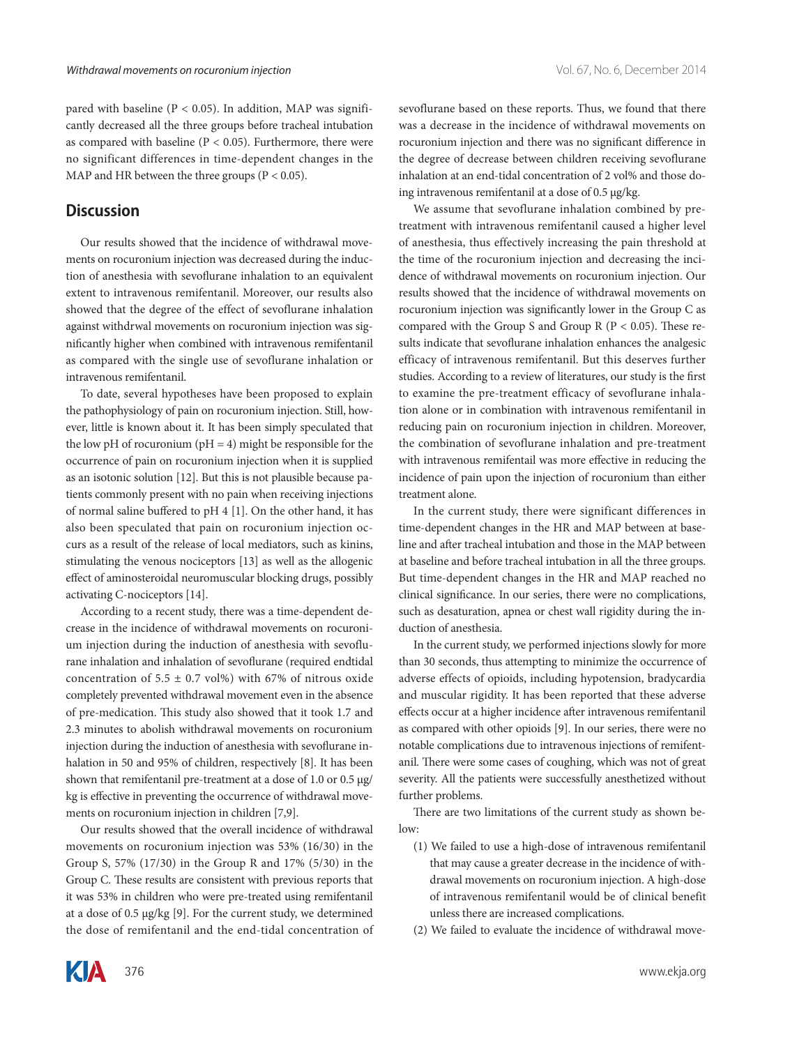pared with baseline ($P < 0.05$). In addition, MAP was significantly decreased all the three groups before tracheal intubation as compared with baseline ($P < 0.05$). Furthermore, there were no significant differences in time-dependent changes in the MAP and HR between the three groups ($P < 0.05$).

## Discussion

Our results showed that the incidence of withdrawal movements on rocuronium injection was decreased during the induction of anesthesia with sevoflurane inhalation to an equivalent extent to intravenous remifentanil. Moreover, our results also showed that the degree of the effect of sevoflurane inhalation against withdrwal movements on rocuronium injection was significantly higher when combined with intravenous remifentanil as compared with the single use of sevoflurane inhalation or intravenous remifentanil.

To date, several hypotheses have been proposed to explain the pathophysiology of pain on rocuronium injection. Still, however, little is known about it. It has been simply speculated that the low pH of rocuronium (pH = 4) might be responsible for the occurrence of pain on rocuronium injection when it is supplied as an isotonic solution [12]. But this is not plausible because patients commonly present with no pain when receiving injections of normal saline buffered to pH 4 [1]. On the other hand, it has also been speculated that pain on rocuronium injection occurs as a result of the release of local mediators, such as kinins, stimulating the venous nociceptors [13] as well as the allogenic effect of aminosteroidal neuromuscular blocking drugs, possibly activating C-nociceptors [14].

According to a recent study, there was a time-dependent decrease in the incidence of withdrawal movements on rocuronium injection during the induction of anesthesia with sevoflurane inhalation and inhalation of sevoflurane (required endtidal concentration of 5.5 ± 0.7 vol%) with 67% of nitrous oxide completely prevented withdrawal movement even in the absence of pre-medication. This study also showed that it took 1.7 and 2.3 minutes to abolish withdrawal movements on rocuronium injection during the induction of anesthesia with sevoflurane inhalation in 50 and 95% of children, respectively [8]. It has been shown that remifentanil pre-treatment at a dose of 1.0 or 0.5 μg/kg is effective in preventing the occurrence of withdrawal movements on rocuronium injection in children [7,9].

Our results showed that the overall incidence of withdrawal movements on rocuronium injection was 53% (16/30) in the Group S, 57% (17/30) in the Group R and 17% (5/30) in the Group C. These results are consistent with previous reports that it was 53% in children who were pre-treated using remifentanil at a dose of 0.5 μg/kg [9]. For the current study, we determined the dose of remifentanil and the end-tidal concentration of sevoflurane based on these reports. Thus, we found that there was a decrease in the incidence of withdrawal movements on rocuronium injection and there was no significant difference in the degree of decrease between children receiving sevoflurane inhalation at an end-tidal concentration of 2 vol% and those doing intravenous remifentanil at a dose of 0.5 μg/kg.

We assume that sevoflurane inhalation combined by pretreatment with intravenous remifentanil caused a higher level of anesthesia, thus effectively increasing the pain threshold at the time of the rocuronium injection and decreasing the incidence of withdrawal movements on rocuronium injection. Our results showed that the incidence of withdrawal movements on rocuronium injection was significantly lower in the Group C as compared with the Group S and Group R ($P < 0.05$). These results indicate that sevoflurane inhalation enhances the analgesic efficacy of intravenous remifentanil. But this deserves further studies. According to a review of literatures, our study is the first to examine the pre-treatment efficacy of sevoflurane inhalation alone or in combination with intravenous remifentanil in reducing pain on rocuronium injection in children. Moreover, the combination of sevoflurane inhalation and pre-treatment with intravenous remifentail was more effective in reducing the incidence of pain upon the injection of rocuronium than either treatment alone.

In the current study, there were significant differences in time-dependent changes in the HR and MAP between at baseline and after tracheal intubation and those in the MAP between at baseline and before tracheal intubation in all the three groups. But time-dependent changes in the HR and MAP reached no clinical significance. In our series, there were no complications, such as desaturation, apnea or chest wall rigidity during the induction of anesthesia.

In the current study, we performed injections slowly for more than 30 seconds, thus attempting to minimize the occurrence of adverse effects of opioids, including hypotension, bradycardia and muscular rigidity. It has been reported that these adverse effects occur at a higher incidence after intravenous remifentanil as compared with other opioids [9]. In our series, there were no notable complications due to intravenous injections of remifentanil. There were some cases of coughing, which was not of great severity. All the patients were successfully anesthetized without further problems.

There are two limitations of the current study as shown below:

(1) We failed to use a high-dose of intravenous remifentanil that may cause a greater decrease in the incidence of withdrawal movements on rocuronium injection. A high-dose of intravenous remifentanil would be of clinical benefit unless there are increased complications.

(2) We failed to evaluate the incidence of withdrawal move-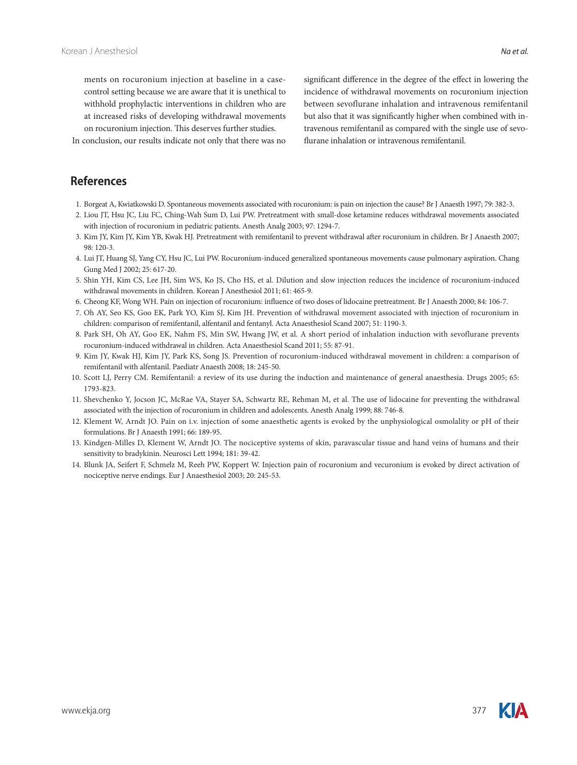ments on rocuronium injection at baseline in a case-control setting because we are aware that it is unethical to withhold prophylactic interventions in children who are at increased risks of developing withdrawal movements on rocuronium injection. This deserves further studies.

In conclusion, our results indicate not only that there was no significant difference in the degree of the effect in lowering the incidence of withdrawal movements on rocuronium injection between sevoflurane inhalation and intravenous remifentanil but also that it was significantly higher when combined with intravenous remifentanil as compared with the single use of sevoflurane inhalation or intravenous remifentanil.

## References

1. Borgeat A, Kwiatkowski D. Spontaneous movements associated with rocuronium: is pain on injection the cause? Br J Anaesth 1997; 79: 382-3.
2. Liou JT, Hsu JC, Liu FC, Ching-Wah Sum D, Lui PW. Pretreatment with small-dose ketamine reduces withdrawal movements associated with injection of rocuronium in pediatric patients. Anesth Analg 2003; 97: 1294-7.
3. Kim JY, Kim JY, Kim YB, Kwak HJ. Pretreatment with remifentanil to prevent withdrawal after rocuronium in children. Br J Anaesth 2007; 98: 120-3.
4. Lui JT, Huang SJ, Yang CY, Hsu JC, Lui PW. Rocuronium-induced generalized spontaneous movements cause pulmonary aspiration. Chang Gung Med J 2002; 25: 617-20.
5. Shin YH, Kim CS, Lee JH, Sim WS, Ko JS, Cho HS, et al. Dilution and slow injection reduces the incidence of rocuronium-induced withdrawal movements in children. Korean J Anesthesiol 2011; 61: 465-9.
6. Cheong KF, Wong WH. Pain on injection of rocuronium: influence of two doses of lidocaine pretreatment. Br J Anaesth 2000; 84: 106-7.
7. Oh AY, Seo KS, Goo EK, Park YO, Kim SJ, Kim JH. Prevention of withdrawal movement associated with injection of rocuronium in children: comparison of remifentanil, alfentanil and fentanyl. Acta Anaesthesiol Scand 2007; 51: 1190-3.
8. Park SH, Oh AY, Goo EK, Nahm FS, Min SW, Hwang JW, et al. A short period of inhalation induction with sevoflurane prevents rocuronium-induced withdrawal in children. Acta Anaesthesiol Scand 2011; 55: 87-91.
9. Kim JY, Kwak HJ, Kim JY, Park KS, Song JS. Prevention of rocuronium-induced withdrawal movement in children: a comparison of remifentanil with alfentanil. Paediatr Anaesth 2008; 18: 245-50.
10. Scott LJ, Perry CM. Remifentanil: a review of its use during the induction and maintenance of general anaesthesia. Drugs 2005; 65: 1793-823.
11. Shevchenko Y, Jocson JC, McRae VA, Stayer SA, Schwartz RE, Rehman M, et al. The use of lidocaine for preventing the withdrawal associated with the injection of rocuronium in children and adolescents. Anesth Analg 1999; 88: 746-8.
12. Klement W, Arndt JO. Pain on i.v. injection of some anaesthetic agents is evoked by the unphysiological osmolality or pH of their formulations. Br J Anaesth 1991; 66: 189-95.
13. Kindgen-Milles D, Klement W, Arndt JO. The nociceptive systems of skin, paravascular tissue and hand veins of humans and their sensitivity to bradykinin. Neurosci Lett 1994; 181: 39-42.
14. Blunk JA, Seifert F, Schmelz M, Reeh PW, Koppert W. Injection pain of rocuronium and vecuronium is evoked by direct activation of nociceptive nerve endings. Eur J Anaesthesiol 2003; 20: 245-53.